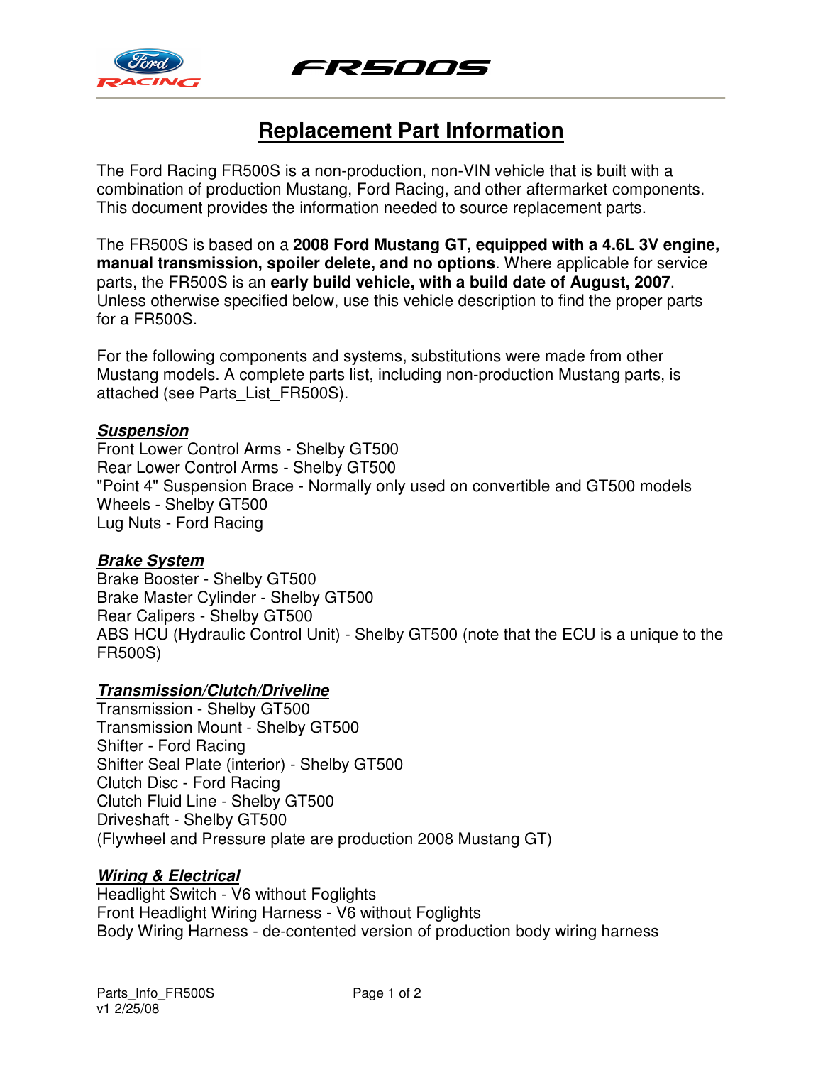# Replacement Part Information

The Ford Racing FR500S is a non-production, non-VIN vehicle that is built with a combination of production Mustang, Ford Racing, and other aftermarket components. This document provides the information needed to source replacement parts.

The FR500S is based on a **2008 Ford Mustang GT, equipped with a 4.6L 3V engine, manual transmission, spoiler delete, and no options**. Where applicable for service parts, the FR500S is an **early build vehicle, with a build date of August, 2007**. Unless otherwise specified below, use this vehicle description to find the proper parts for a FR500S.

For the following components and systems, substitutions were made from other Mustang models. A complete parts list, including non-production Mustang parts, is attached (see Parts_List_FR500S).

### ***Suspension***

Front Lower Control Arms - Shelby GT500
Rear Lower Control Arms - Shelby GT500
"Point 4" Suspension Brace - Normally only used on convertible and GT500 models
Wheels - Shelby GT500
Lug Nuts - Ford Racing

### ***Brake System***

Brake Booster - Shelby GT500
Brake Master Cylinder - Shelby GT500
Rear Calipers - Shelby GT500
ABS HCU (Hydraulic Control Unit) - Shelby GT500 (note that the ECU is a unique to the FR500S)

### ***Transmission/Clutch/Driveline***

Transmission - Shelby GT500
Transmission Mount - Shelby GT500
Shifter - Ford Racing
Shifter Seal Plate (interior) - Shelby GT500
Clutch Disc - Ford Racing
Clutch Fluid Line - Shelby GT500
Driveshaft - Shelby GT500
(Flywheel and Pressure plate are production 2008 Mustang GT)

### ***Wiring & Electrical***

Headlight Switch - V6 without Foglights
Front Headlight Wiring Harness - V6 without Foglights
Body Wiring Harness - de-contented version of production body wiring harness

Parts_Info_FR500S
v1 2/25/08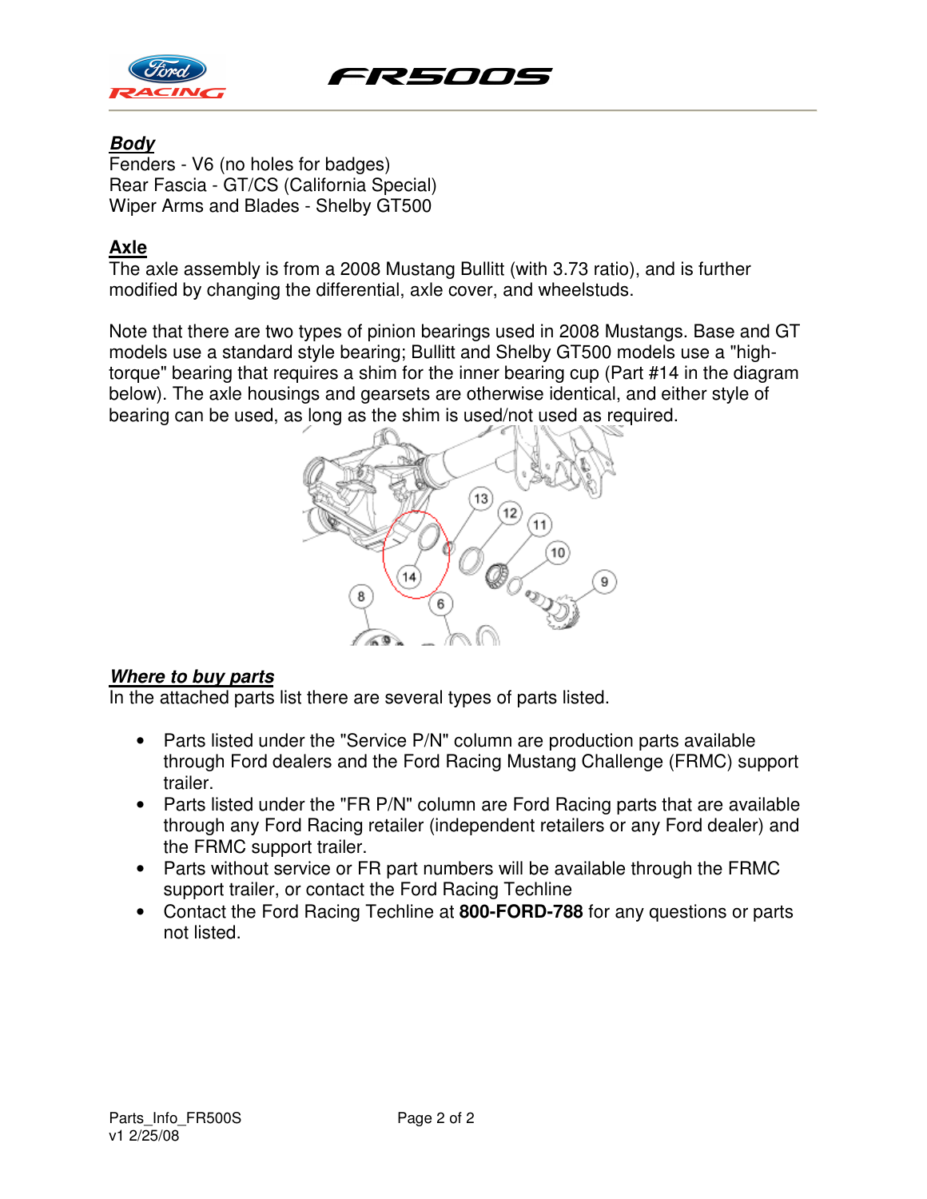## *Body*

Fenders - V6 (no holes for badges)
Rear Fascia - GT/CS (California Special)
Wiper Arms and Blades - Shelby GT500

## Axle

The axle assembly is from a 2008 Mustang Bullitt (with 3.73 ratio), and is further modified by changing the differential, axle cover, and wheelstuds.

Note that there are two types of pinion bearings used in 2008 Mustangs. Base and GT models use a standard style bearing; Bullitt and Shelby GT500 models use a "high-torque" bearing that requires a shim for the inner bearing cup (Part #14 in the diagram below). The axle housings and gearsets are otherwise identical, and either style of bearing can be used, as long as the shim is used/not used as required.

13
12
11
10
9
14
8
6

## *Where to buy parts*

In the attached parts list there are several types of parts listed.

- Parts listed under the "Service P/N" column are production parts available through Ford dealers and the Ford Racing Mustang Challenge (FRMC) support trailer.
- Parts listed under the "FR P/N" column are Ford Racing parts that are available through any Ford Racing retailer (independent retailers or any Ford dealer) and the FRMC support trailer.
- Parts without service or FR part numbers will be available through the FRMC support trailer, or contact the Ford Racing Techline
- Contact the Ford Racing Techline at **800-FORD-788** for any questions or parts not listed.